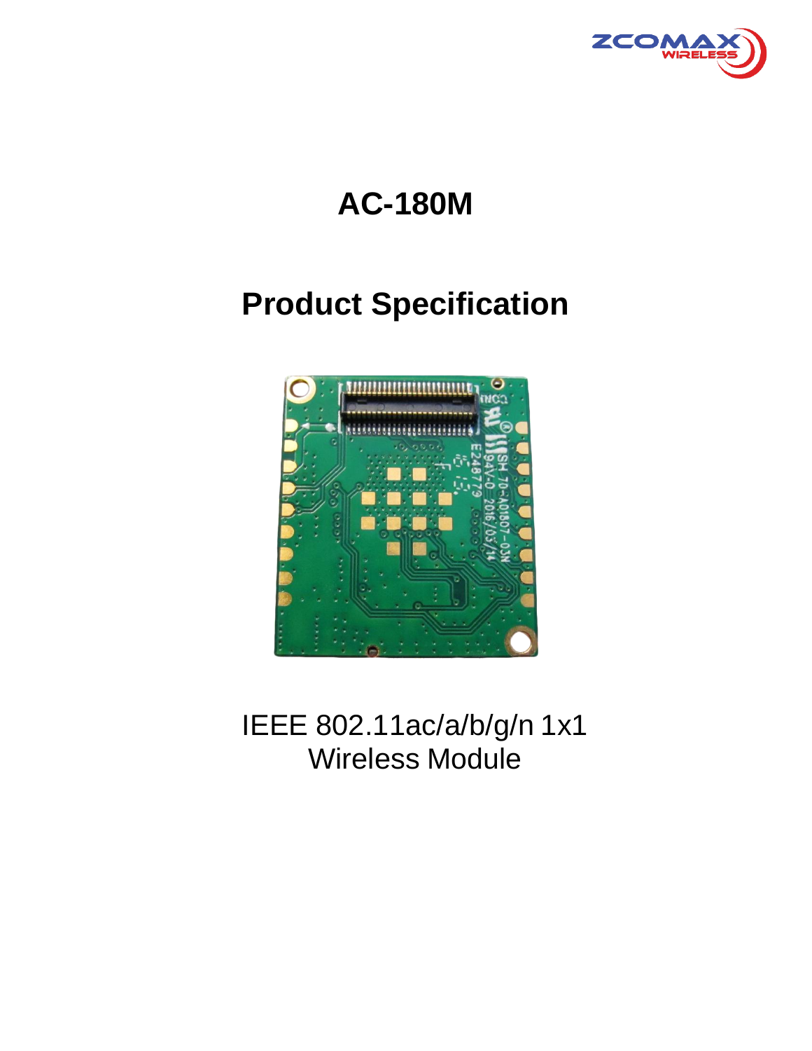# AC-180M

# Product Specification

IEEE 802.11ac/a/b/g/n 1x1
Wireless Module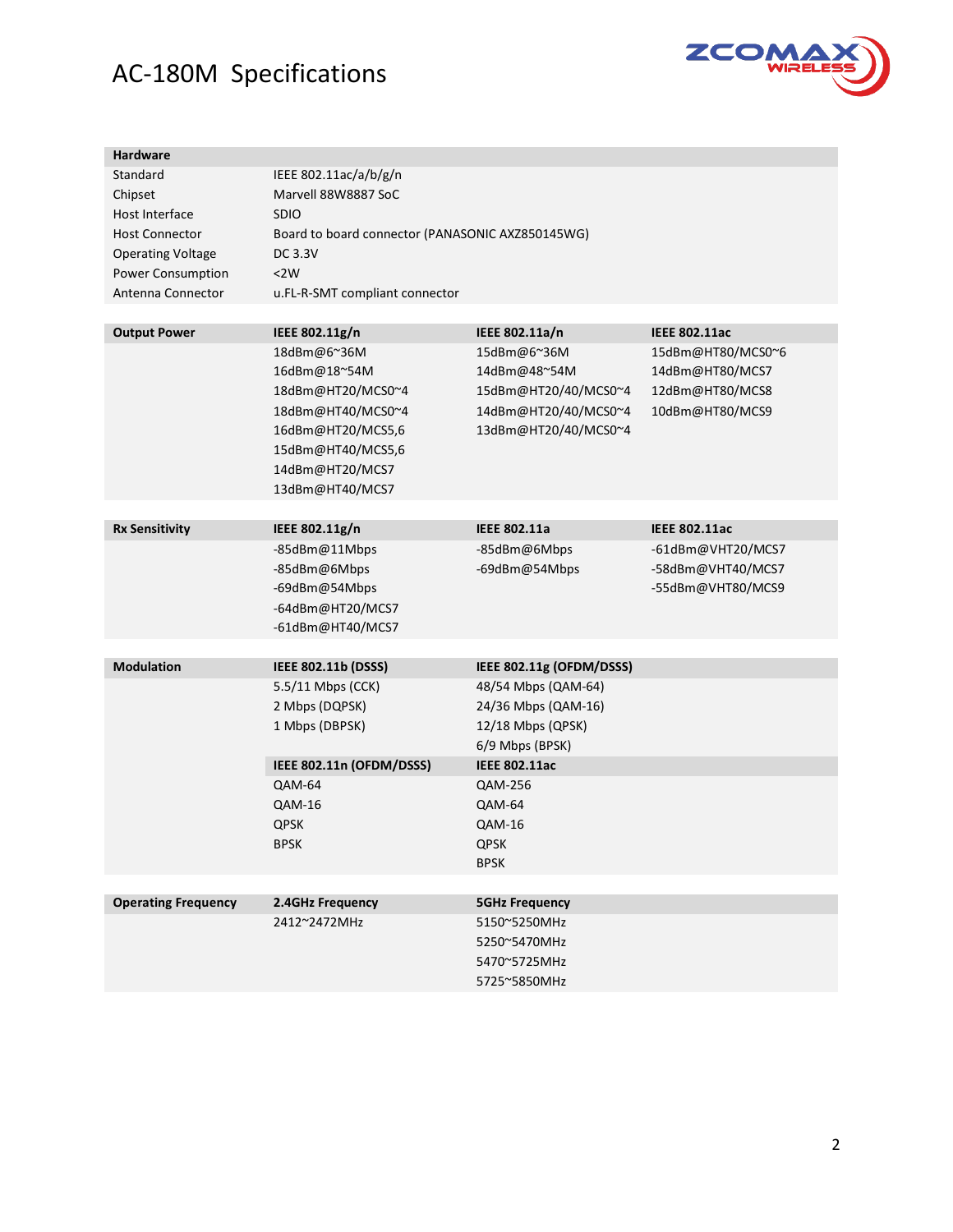# AC-180M Specifications

| **Hardware** | |
|---|---|
| Standard | IEEE 802.11ac/a/b/g/n |
| Chipset | Marvell 88W8887 SoC |
| Host Interface | SDIO |
| Host Connector | Board to board connector (PANASONIC AXZ850145WG) |
| Operating Voltage | DC 3.3V |
| Power Consumption | <2W |
| Antenna Connector | u.FL-R-SMT compliant connector |

| **Output Power** | **IEEE 802.11g/n** | **IEEE 802.11a/n** | **IEEE 802.11ac** |
|---|---|---|---|
| | 18dBm@6~36M | 15dBm@6~36M | 15dBm@HT80/MCS0~6 |
| | 16dBm@18~54M | 14dBm@48~54M | 14dBm@HT80/MCS7 |
| | 18dBm@HT20/MCS0~4 | 15dBm@HT20/40/MCS0~4 | 12dBm@HT80/MCS8 |
| | 18dBm@HT40/MCS0~4 | 14dBm@HT20/40/MCS0~4 | 10dBm@HT80/MCS9 |
| | 16dBm@HT20/MCS5,6 | 13dBm@HT20/40/MCS0~4 | |
| | 15dBm@HT40/MCS5,6 | | |
| | 14dBm@HT20/MCS7 | | |
| | 13dBm@HT40/MCS7 | | |

| **Rx Sensitivity** | **IEEE 802.11g/n** | **IEEE 802.11a** | **IEEE 802.11ac** |
|---|---|---|---|
| | -85dBm@11Mbps | -85dBm@6Mbps | -61dBm@VHT20/MCS7 |
| | -85dBm@6Mbps | -69dBm@54Mbps | -58dBm@VHT40/MCS7 |
| | -69dBm@54Mbps | | -55dBm@VHT80/MCS9 |
| | -64dBm@HT20/MCS7 | | |
| | -61dBm@HT40/MCS7 | | |

| **Modulation** | **IEEE 802.11b (DSSS)** | **IEEE 802.11g (OFDM/DSSS)** |
|---|---|---|
| | 5.5/11 Mbps (CCK) | 48/54 Mbps (QAM-64) |
| | 2 Mbps (DQPSK) | 24/36 Mbps (QAM-16) |
| | 1 Mbps (DBPSK) | 12/18 Mbps (QPSK) |
| | | 6/9 Mbps (BPSK) |
| | **IEEE 802.11n (OFDM/DSSS)** | **IEEE 802.11ac** |
| | QAM-64 | QAM-256 |
| | QAM-16 | QAM-64 |
| | QPSK | QAM-16 |
| | BPSK | QPSK |
| | | BPSK |

| **Operating Frequency** | **2.4GHz Frequency** | **5GHz Frequency** |
|---|---|---|
| | 2412~2472MHz | 5150~5250MHz |
| | | 5250~5470MHz |
| | | 5470~5725MHz |
| | | 5725~5850MHz |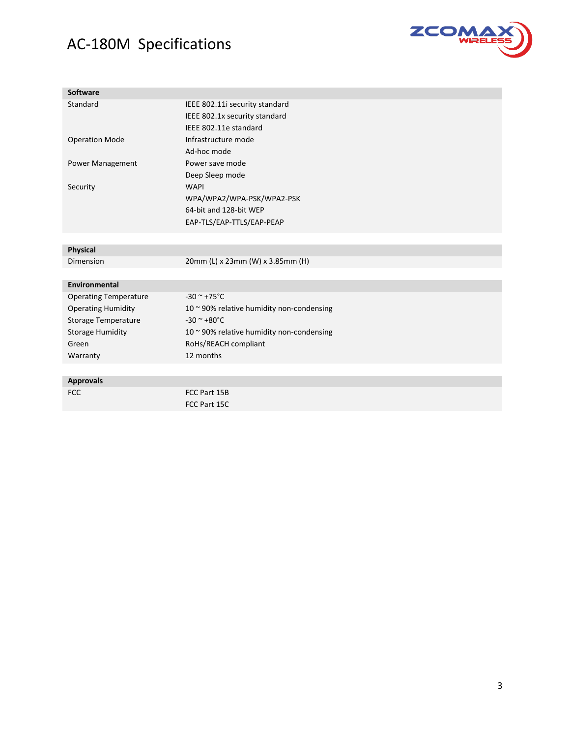# AC-180M Specifications

| **Software** | |
|---|---|
| Standard | IEEE 802.11i security standard |
| | IEEE 802.1x security standard |
| | IEEE 802.11e standard |
| Operation Mode | Infrastructure mode |
| | Ad-hoc mode |
| Power Management | Power save mode |
| | Deep Sleep mode |
| Security | WAPI |
| | WPA/WPA2/WPA-PSK/WPA2-PSK |
| | 64-bit and 128-bit WEP |
| | EAP-TLS/EAP-TTLS/EAP-PEAP |

| **Physical** | |
|---|---|
| Dimension | 20mm (L) x 23mm (W) x 3.85mm (H) |

| **Environmental** | |
|---|---|
| Operating Temperature | -30 ~ +75°C |
| Operating Humidity | 10 ~ 90% relative humidity non-condensing |
| Storage Temperature | -30 ~ +80°C |
| Storage Humidity | 10 ~ 90% relative humidity non-condensing |
| Green | RoHs/REACH compliant |
| Warranty | 12 months |

| **Approvals** | |
|---|---|
| FCC | FCC Part 15B |
| | FCC Part 15C |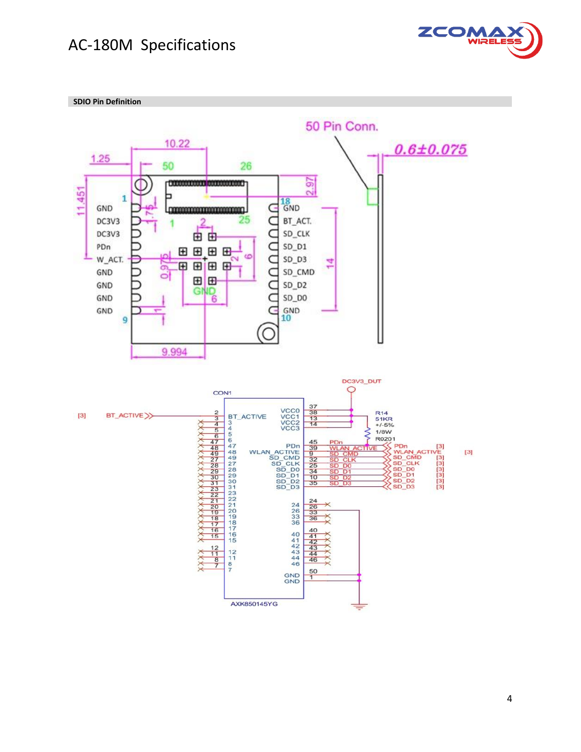## SDIO Pin Definition

50 Pin Conn.

0.6±0.075

10.22

1.25

50 26

11.451

2.97

1 18

GND GND

1.75

DC3V3 1 2 25 BT_ACT.

DC3V3 SD_CLK

PDn SD_D1

W_ACT. 2 6 SD_D3

0.975 14

GND SD_CMD

GND SD_D2

GND GND 6 SD_D0

GND 1 GND

9 10

9.994

DC3V3_DUT

CON1

[3] BT_ACTIVE

R14
51KR
+/-5%
1/8W
R0201

PDn [3]
WLAN_ACTIVE [3] [3]
SD_CMD [3]
SD_CLK [3]
SD_D0 [3]
SD_D1 [3]
SD_D2 [3]
SD_D3 [3]

AXK850145YG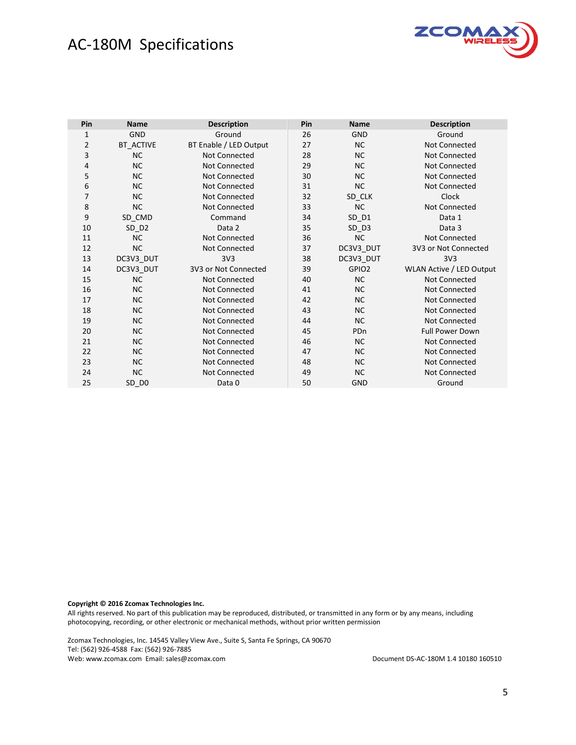| Pin | Name | Description | Pin | Name | Description |
|---|---|---|---|---|---|
| 1 | GND | Ground | 26 | GND | Ground |
| 2 | BT_ACTIVE | BT Enable / LED Output | 27 | NC | Not Connected |
| 3 | NC | Not Connected | 28 | NC | Not Connected |
| 4 | NC | Not Connected | 29 | NC | Not Connected |
| 5 | NC | Not Connected | 30 | NC | Not Connected |
| 6 | NC | Not Connected | 31 | NC | Not Connected |
| 7 | NC | Not Connected | 32 | SD_CLK | Clock |
| 8 | NC | Not Connected | 33 | NC | Not Connected |
| 9 | SD_CMD | Command | 34 | SD_D1 | Data 1 |
| 10 | SD_D2 | Data 2 | 35 | SD_D3 | Data 3 |
| 11 | NC | Not Connected | 36 | NC | Not Connected |
| 12 | NC | Not Connected | 37 | DC3V3_DUT | 3V3 or Not Connected |
| 13 | DC3V3_DUT | 3V3 | 38 | DC3V3_DUT | 3V3 |
| 14 | DC3V3_DUT | 3V3 or Not Connected | 39 | GPIO2 | WLAN Active / LED Output |
| 15 | NC | Not Connected | 40 | NC | Not Connected |
| 16 | NC | Not Connected | 41 | NC | Not Connected |
| 17 | NC | Not Connected | 42 | NC | Not Connected |
| 18 | NC | Not Connected | 43 | NC | Not Connected |
| 19 | NC | Not Connected | 44 | NC | Not Connected |
| 20 | NC | Not Connected | 45 | PDn | Full Power Down |
| 21 | NC | Not Connected | 46 | NC | Not Connected |
| 22 | NC | Not Connected | 47 | NC | Not Connected |
| 23 | NC | Not Connected | 48 | NC | Not Connected |
| 24 | NC | Not Connected | 49 | NC | Not Connected |
| 25 | SD_D0 | Data 0 | 50 | GND | Ground |

**Copyright © 2016 Zcomax Technologies Inc.**
All rights reserved. No part of this publication may be reproduced, distributed, or transmitted in any form or by any means, including photocopying, recording, or other electronic or mechanical methods, without prior written permission

Zcomax Technologies, Inc. 14545 Valley View Ave., Suite S, Santa Fe Springs, CA 90670
Tel: (562) 926-4588 Fax: (562) 926-7885
Web: www.zcomax.com Email: sales@zcomax.com

Document DS-AC-180M 1.4 10180 160510